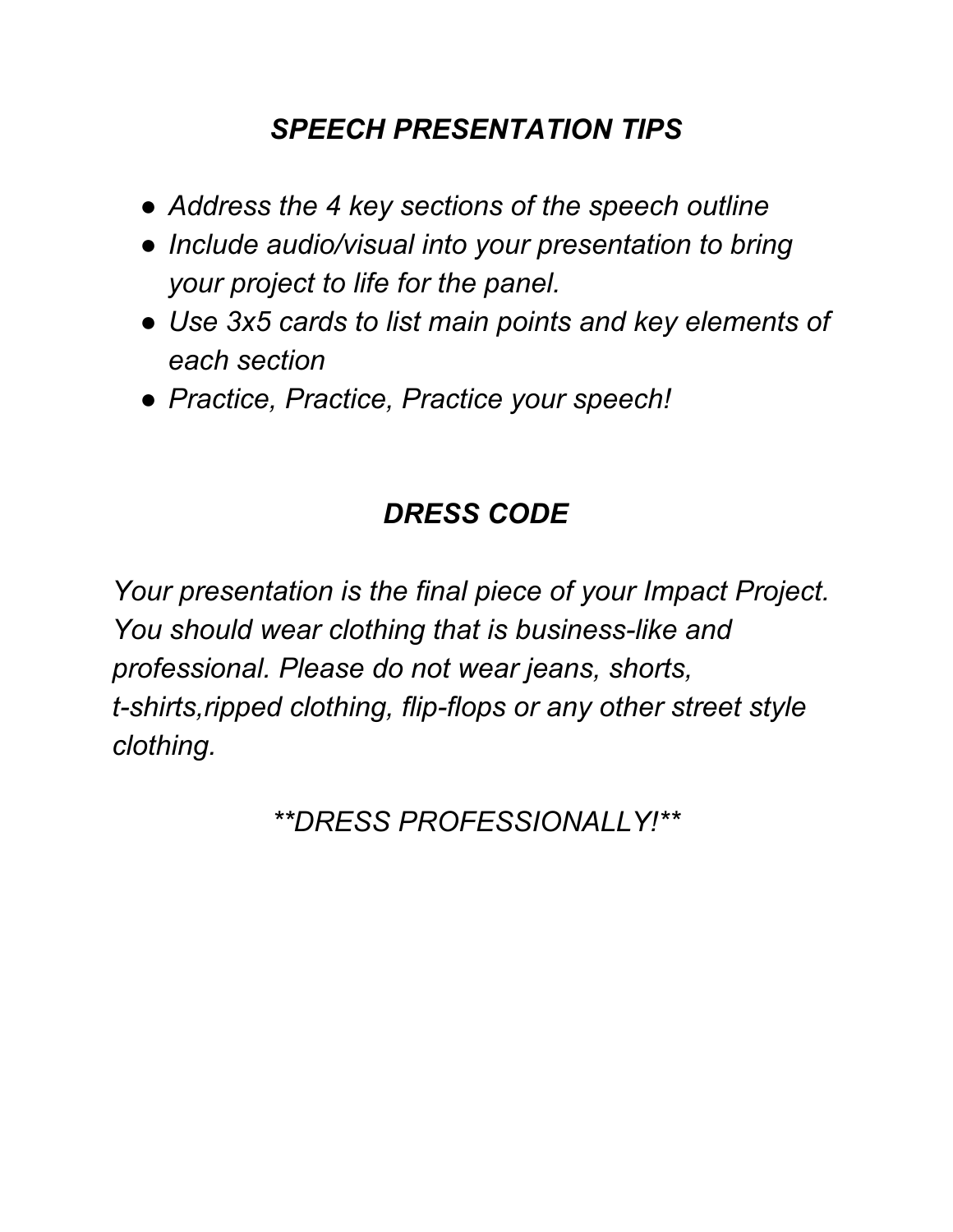## *SPEECH PRESENTATION TIPS*

- *Address the 4 key sections of the speech outline*
- *Include audio/visual into your presentation to bring your project to life for the panel.*
- *Use 3x5 cards to list main points and key elements of each section*
- *Practice, Practice, Practice your speech!*

## *DRESS CODE*

*Your presentation is the final piece of your Impact Project. You should wear clothing that is business-like and professional. Please do not wear jeans, shorts, t-shirts,ripped clothing, flip-flops or any other street style clothing.*

*\*\*DRESS PROFESSIONALLY!\*\**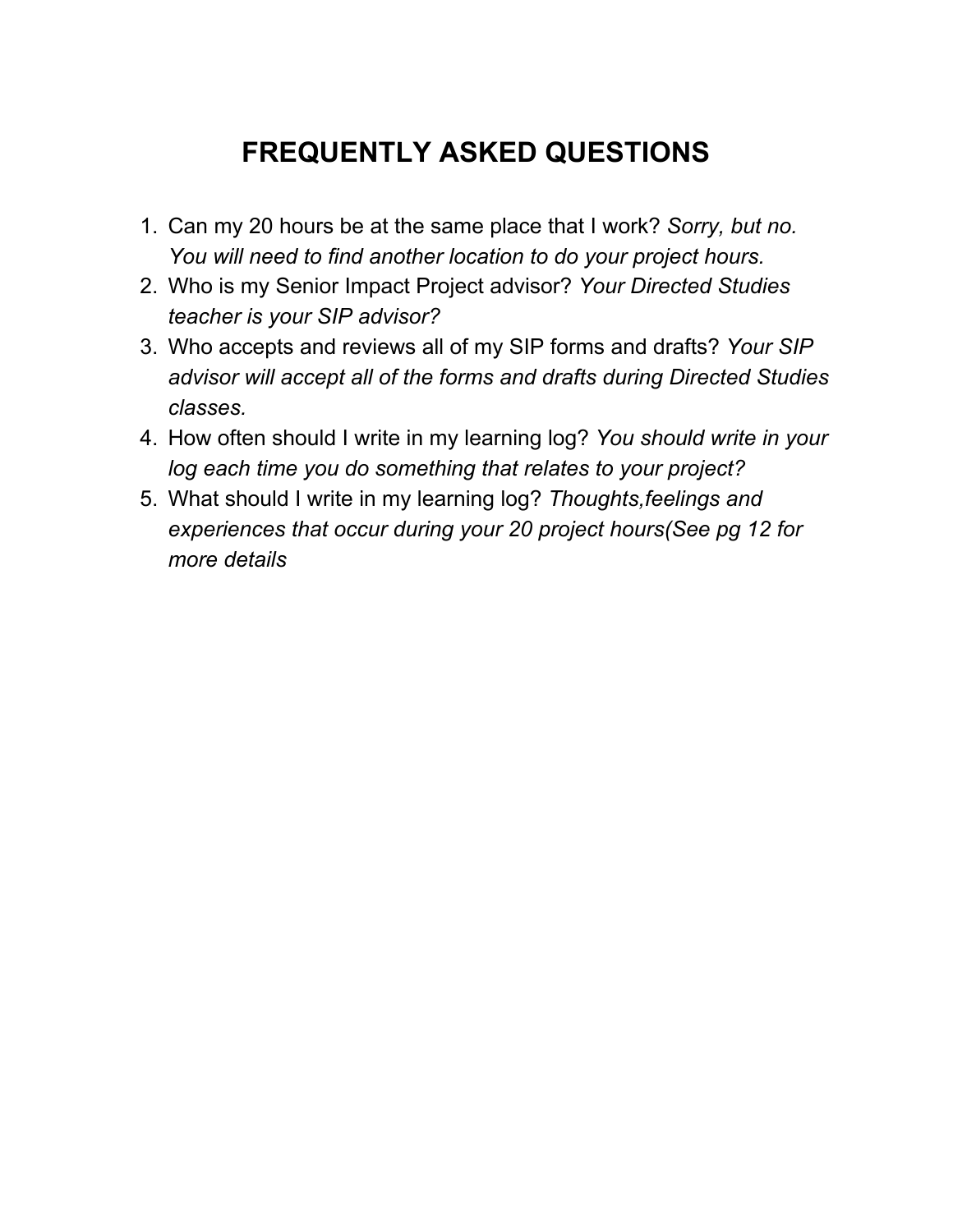# FREQUENTLY ASKED QUESTIONS

1. Can my 20 hours be at the same place that I work? *Sorry, but no. You will need to find another location to do your project hours.*
2. Who is my Senior Impact Project advisor? *Your Directed Studies teacher is your SIP advisor?*
3. Who accepts and reviews all of my SIP forms and drafts? *Your SIP advisor will accept all of the forms and drafts during Directed Studies classes.*
4. How often should I write in my learning log? *You should write in your log each time you do something that relates to your project?*
5. What should I write in my learning log? *Thoughts,feelings and experiences that occur during your 20 project hours(See pg 12 for more details*